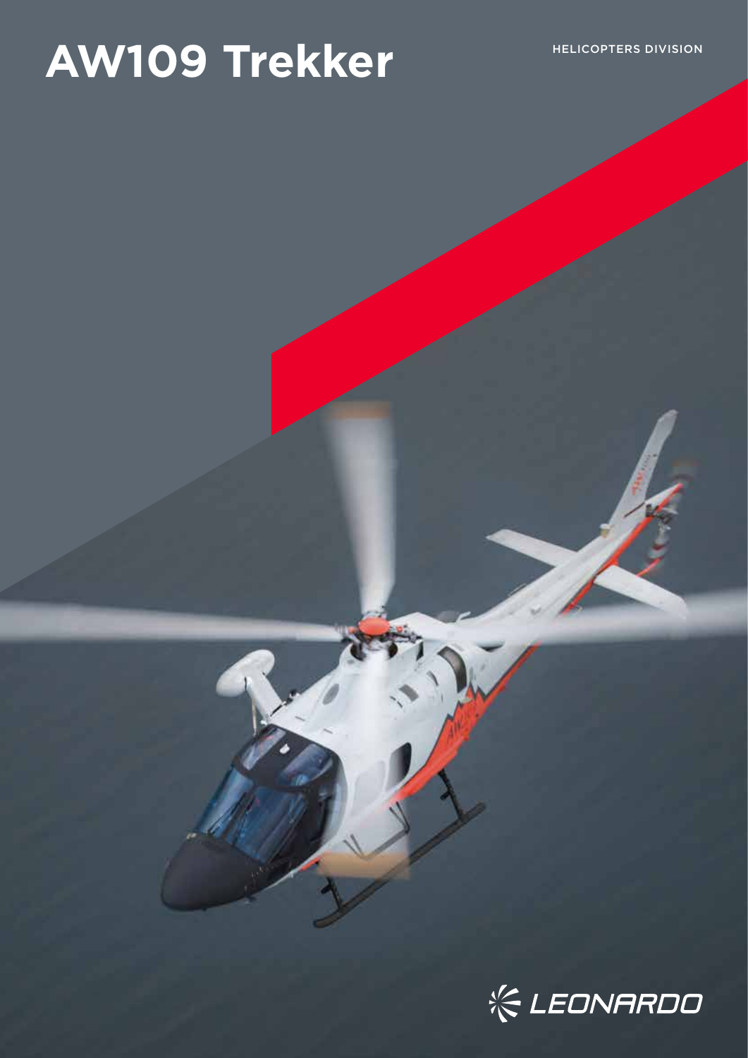# AW109 Trekker

HELICOPTERS DIVISION

LEONARDO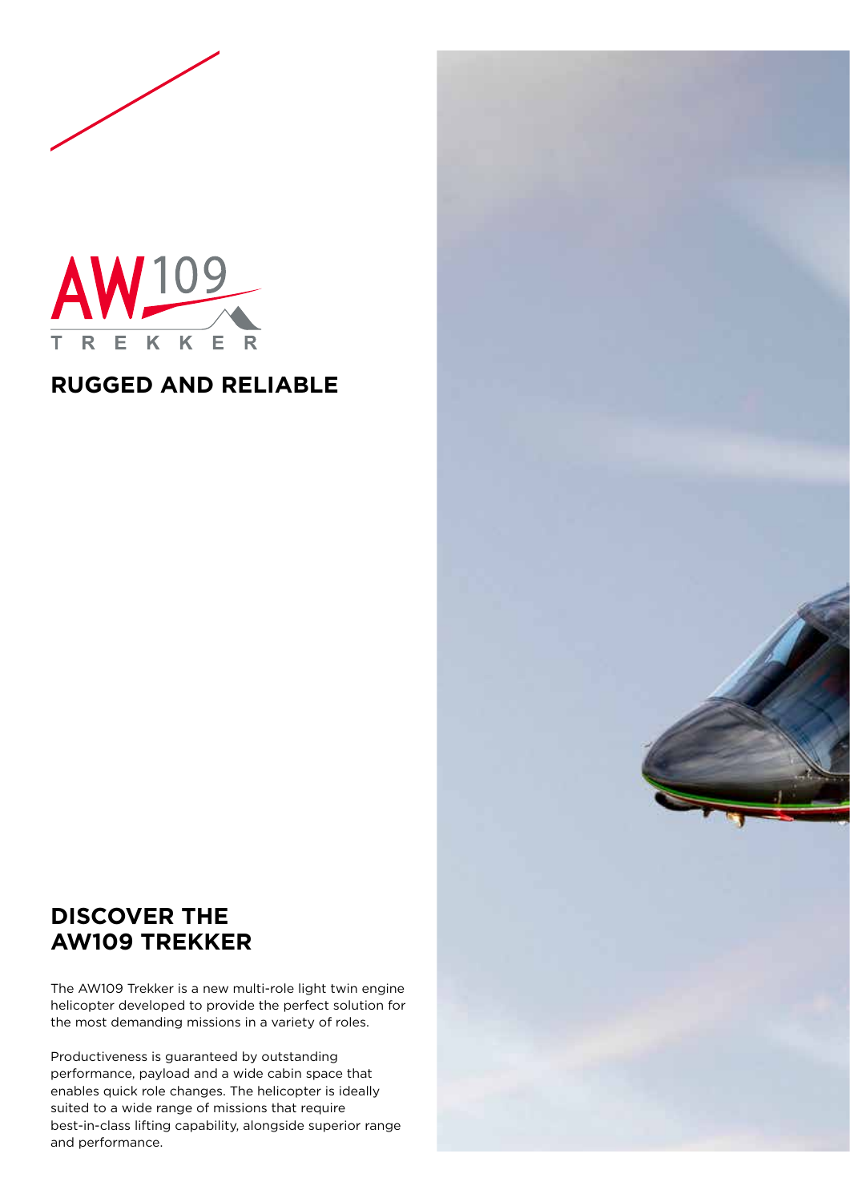AW109 TREKKER

## RUGGED AND RELIABLE

## DISCOVER THE AW109 TREKKER

The AW109 Trekker is a new multi-role light twin engine helicopter developed to provide the perfect solution for the most demanding missions in a variety of roles.

Productiveness is guaranteed by outstanding performance, payload and a wide cabin space that enables quick role changes. The helicopter is ideally suited to a wide range of missions that require best-in-class lifting capability, alongside superior range and performance.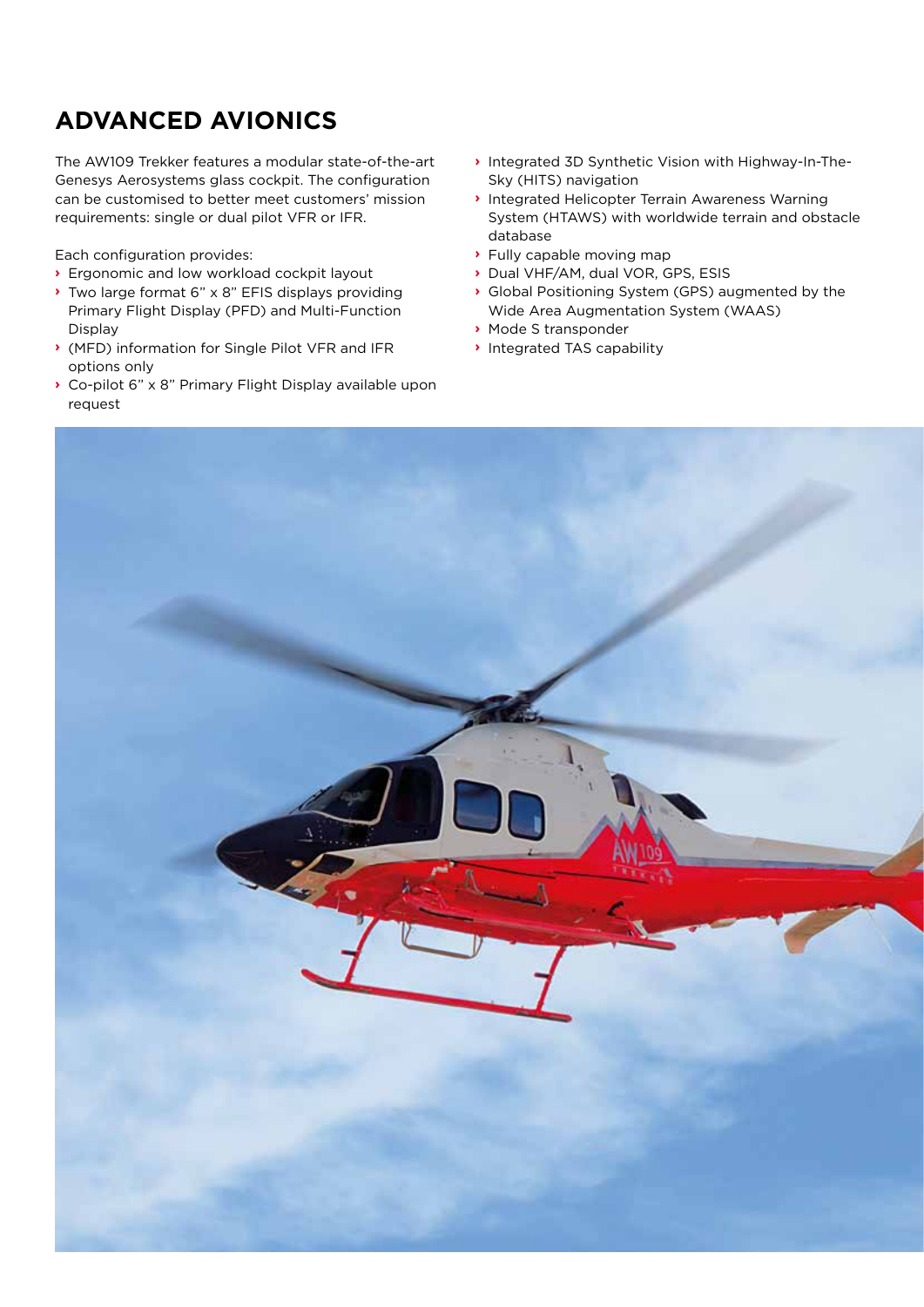## ADVANCED AVIONICS

The AW109 Trekker features a modular state-of-the-art Genesys Aerosystems glass cockpit. The configuration can be customised to better meet customers' mission requirements: single or dual pilot VFR or IFR.

Each configuration provides:

- Ergonomic and low workload cockpit layout
- Two large format 6" x 8" EFIS displays providing Primary Flight Display (PFD) and Multi-Function Display
- (MFD) information for Single Pilot VFR and IFR options only
- Co-pilot 6" x 8" Primary Flight Display available upon request
- Integrated 3D Synthetic Vision with Highway-In-The-Sky (HITS) navigation
- Integrated Helicopter Terrain Awareness Warning System (HTAWS) with worldwide terrain and obstacle database
- Fully capable moving map
- Dual VHF/AM, dual VOR, GPS, ESIS
- Global Positioning System (GPS) augmented by the Wide Area Augmentation System (WAAS)
- Mode S transponder
- Integrated TAS capability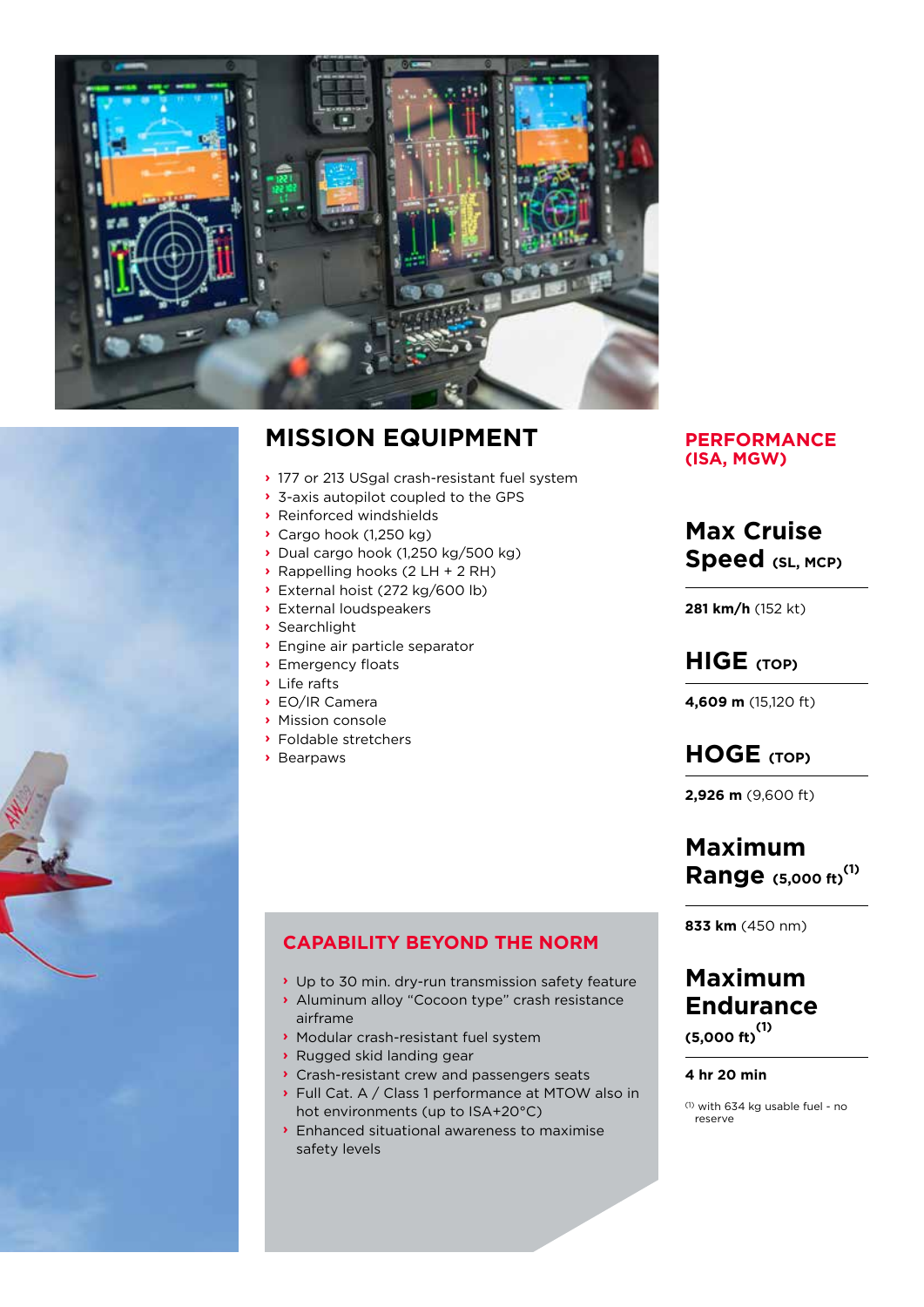## MISSION EQUIPMENT

- 177 or 213 USgal crash-resistant fuel system
- 3-axis autopilot coupled to the GPS
- Reinforced windshields
- Cargo hook (1,250 kg)
- Dual cargo hook (1,250 kg/500 kg)
- Rappelling hooks (2 LH + 2 RH)
- External hoist (272 kg/600 lb)
- External loudspeakers
- Searchlight
- Engine air particle separator
- Emergency floats
- Life rafts
- EO/IR Camera
- Mission console
- Foldable stretchers
- Bearpaws

## CAPABILITY BEYOND THE NORM

- Up to 30 min. dry-run transmission safety feature
- Aluminum alloy "Cocoon type" crash resistance airframe
- Modular crash-resistant fuel system
- Rugged skid landing gear
- Crash-resistant crew and passengers seats
- Full Cat. A / Class 1 performance at MTOW also in hot environments (up to ISA+20°C)
- Enhanced situational awareness to maximise safety levels

## PERFORMANCE (ISA, MGW)

### Max Cruise Speed (SL, MCP)

**281 km/h** (152 kt)

### HIGE (TOP)

**4,609 m** (15,120 ft)

### HOGE (TOP)

**2,926 m** (9,600 ft)

### Maximum Range (5,000 ft)[1]

**833 km** (450 nm)

### Maximum Endurance (5,000 ft)[1]

**4 hr 20 min**

[1] with 634 kg usable fuel - no reserve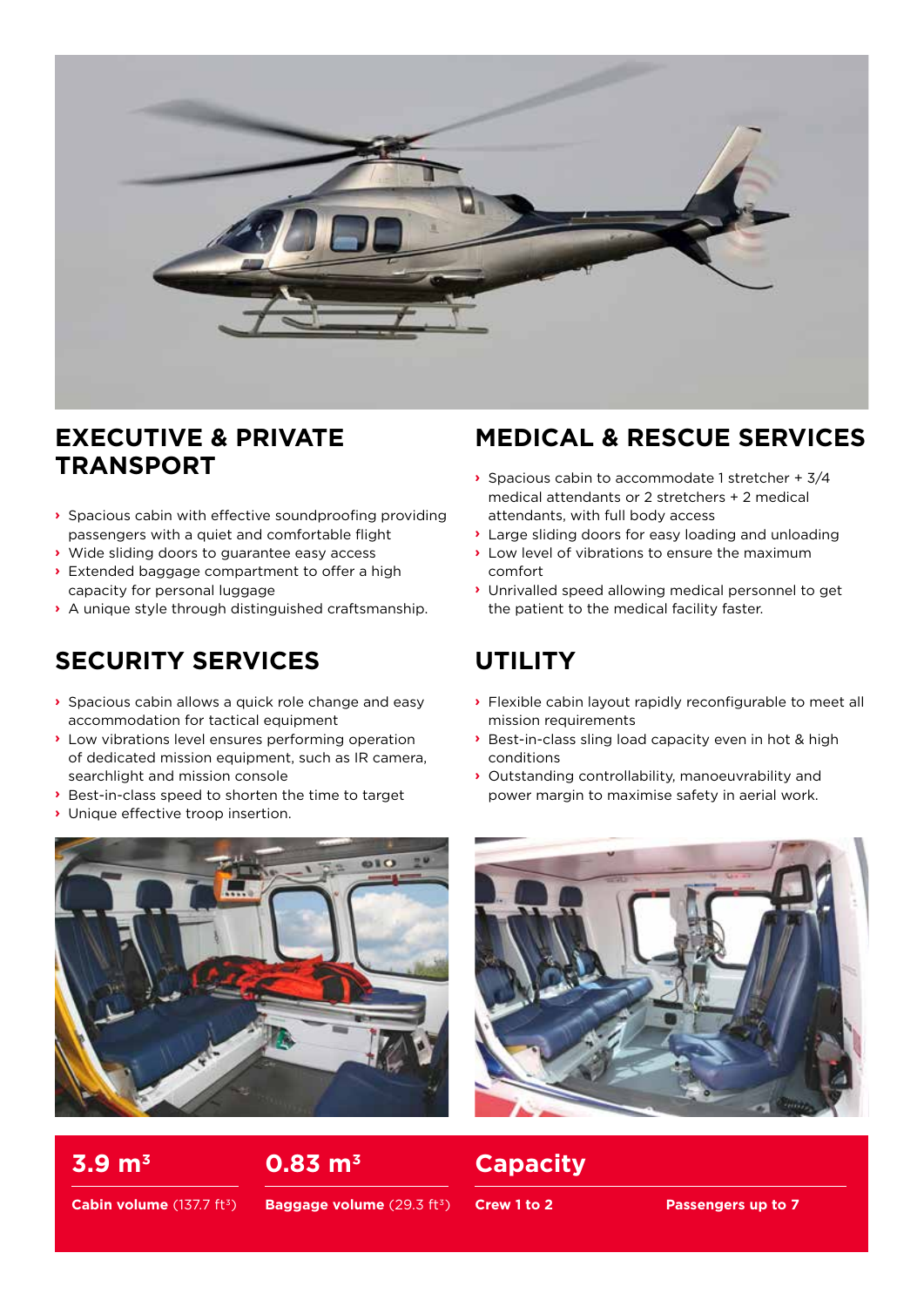## EXECUTIVE & PRIVATE TRANSPORT

- Spacious cabin with effective soundproofing providing passengers with a quiet and comfortable flight
- Wide sliding doors to guarantee easy access
- Extended baggage compartment to offer a high capacity for personal luggage
- A unique style through distinguished craftsmanship.

## MEDICAL & RESCUE SERVICES

- Spacious cabin to accommodate 1 stretcher + 3/4 medical attendants or 2 stretchers + 2 medical attendants, with full body access
- Large sliding doors for easy loading and unloading
- Low level of vibrations to ensure the maximum comfort
- Unrivalled speed allowing medical personnel to get the patient to the medical facility faster.

## SECURITY SERVICES

- Spacious cabin allows a quick role change and easy accommodation for tactical equipment
- Low vibrations level ensures performing operation of dedicated mission equipment, such as IR camera, searchlight and mission console
- Best-in-class speed to shorten the time to target
- Unique effective troop insertion.

## UTILITY

- Flexible cabin layout rapidly reconfigurable to meet all mission requirements
- Best-in-class sling load capacity even in hot & high conditions
- Outstanding controllability, manoeuvrability and power margin to maximise safety in aerial work.

**3.9 m³**

**Cabin volume** (137.7 ft³)

**0.83 m³**

**Baggage volume** (29.3 ft³)

**Capacity**

**Crew 1 to 2**

**Passengers up to 7**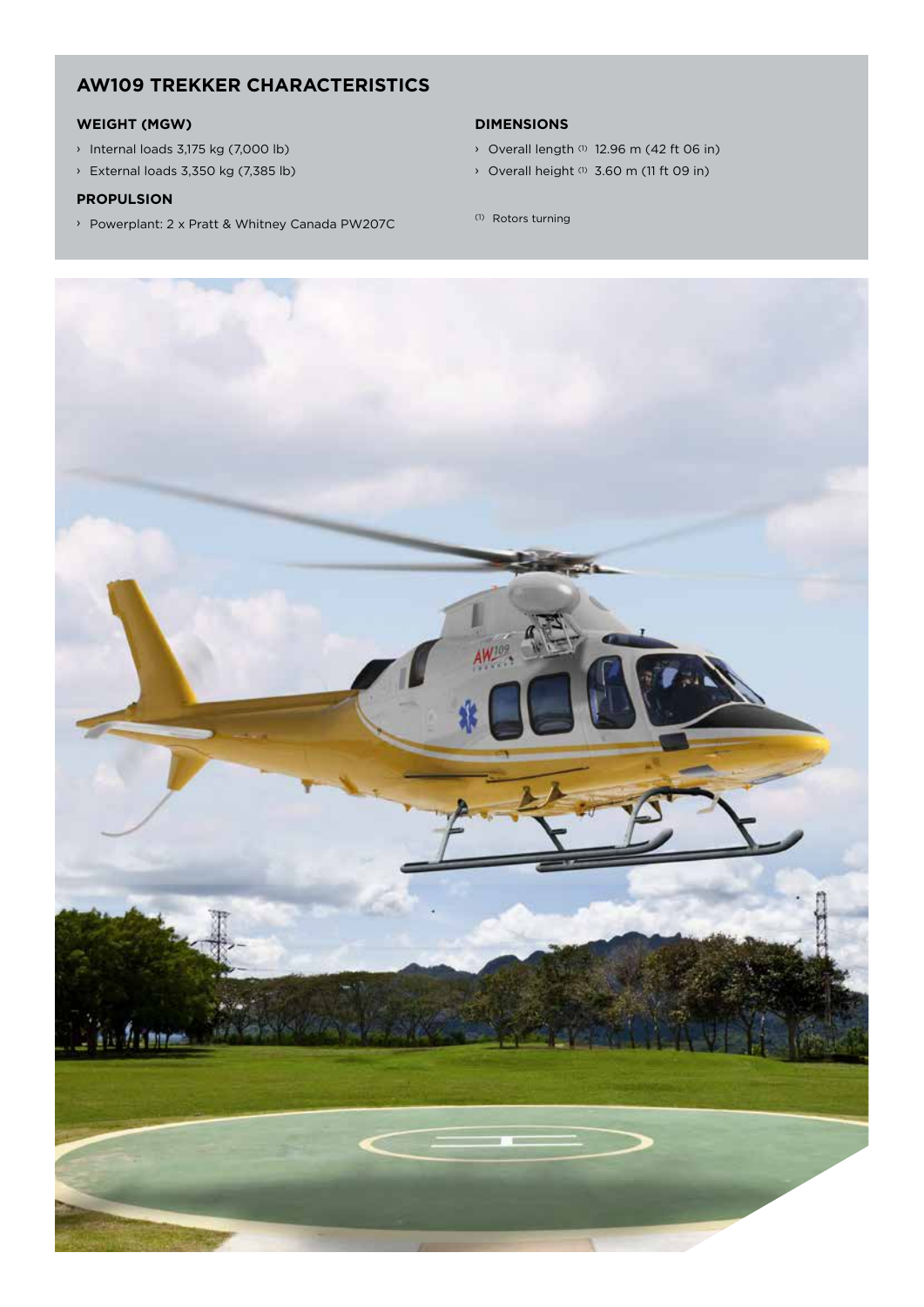## AW109 TREKKER CHARACTERISTICS

### WEIGHT (MGW)

- Internal loads 3,175 kg (7,000 lb)
- External loads 3,350 kg (7,385 lb)

### PROPULSION

- Powerplant: 2 x Pratt & Whitney Canada PW207C

### DIMENSIONS

- Overall length [1] 12.96 m (42 ft 06 in)
- Overall height [1] 3.60 m (11 ft 09 in)

[1] Rotors turning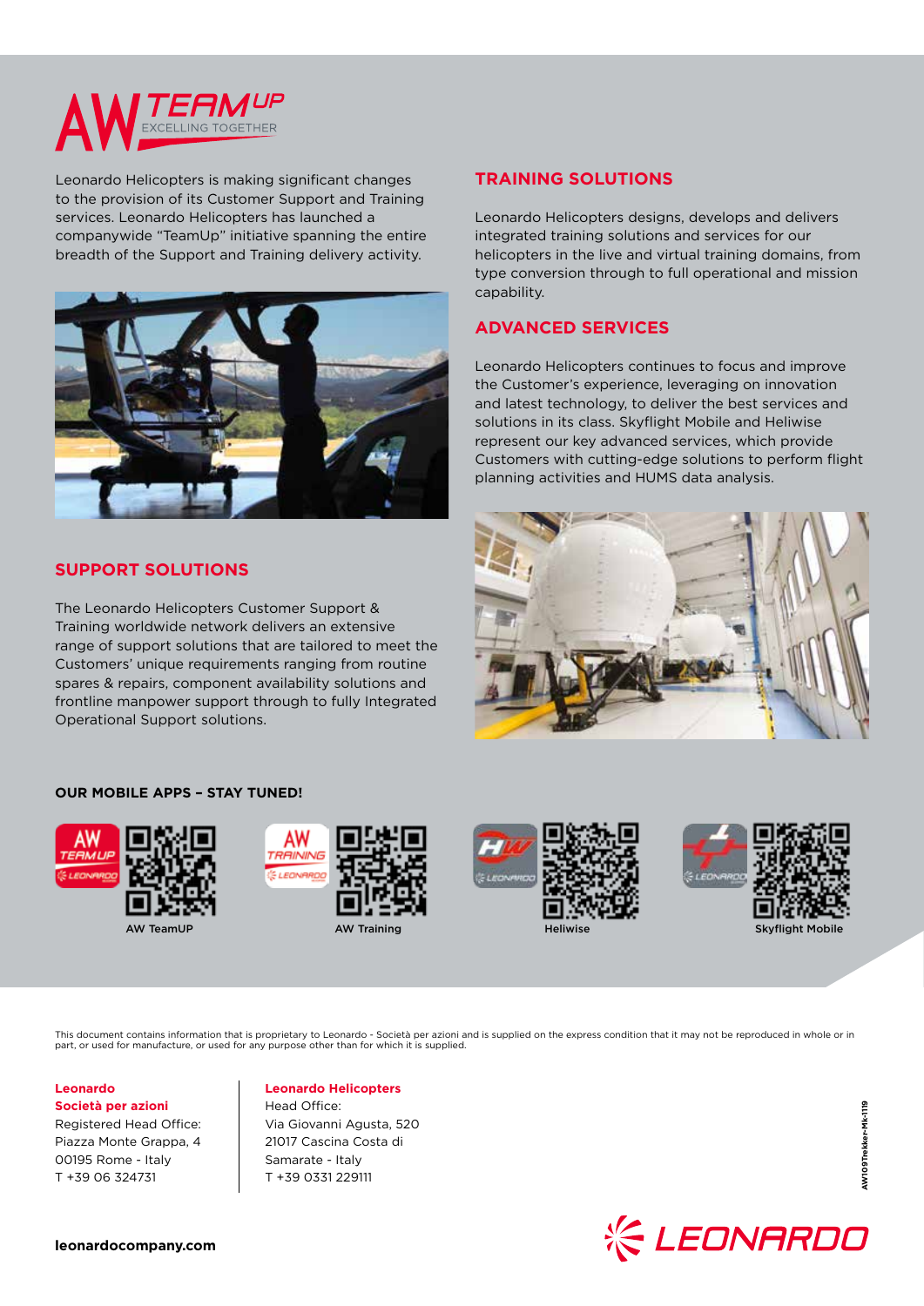AW TEAMUP
EXCELLING TOGETHER

Leonardo Helicopters is making significant changes to the provision of its Customer Support and Training services. Leonardo Helicopters has launched a companywide "TeamUp" initiative spanning the entire breadth of the Support and Training delivery activity.

## SUPPORT SOLUTIONS

The Leonardo Helicopters Customer Support & Training worldwide network delivers an extensive range of support solutions that are tailored to meet the Customers' unique requirements ranging from routine spares & repairs, component availability solutions and frontline manpower support through to fully Integrated Operational Support solutions.

## TRAINING SOLUTIONS

Leonardo Helicopters designs, develops and delivers integrated training solutions and services for our helicopters in the live and virtual training domains, from type conversion through to full operational and mission capability.

## ADVANCED SERVICES

Leonardo Helicopters continues to focus and improve the Customer's experience, leveraging on innovation and latest technology, to deliver the best services and solutions in its class. Skyflight Mobile and Heliwise represent our key advanced services, which provide Customers with cutting-edge solutions to perform flight planning activities and HUMS data analysis.

**OUR MOBILE APPS – STAY TUNED!**

AW TeamUP

AW Training

Heliwise

Skyflight Mobile

This document contains information that is proprietary to Leonardo - Società per azioni and is supplied on the express condition that it may not be reproduced in whole or in part, or used for manufacture, or used for any purpose other than for which it is supplied.

**Leonardo**
**Società per azioni**
Registered Head Office:
Piazza Monte Grappa, 4
00195 Rome - Italy
T +39 06 324731

**Leonardo Helicopters**
Head Office:
Via Giovanni Agusta, 520
21017 Cascina Costa di
Samarate - Italy
T +39 0331 229111

AW109Trekker-Mk-1119

**leonardocompany.com**

LEONARDO